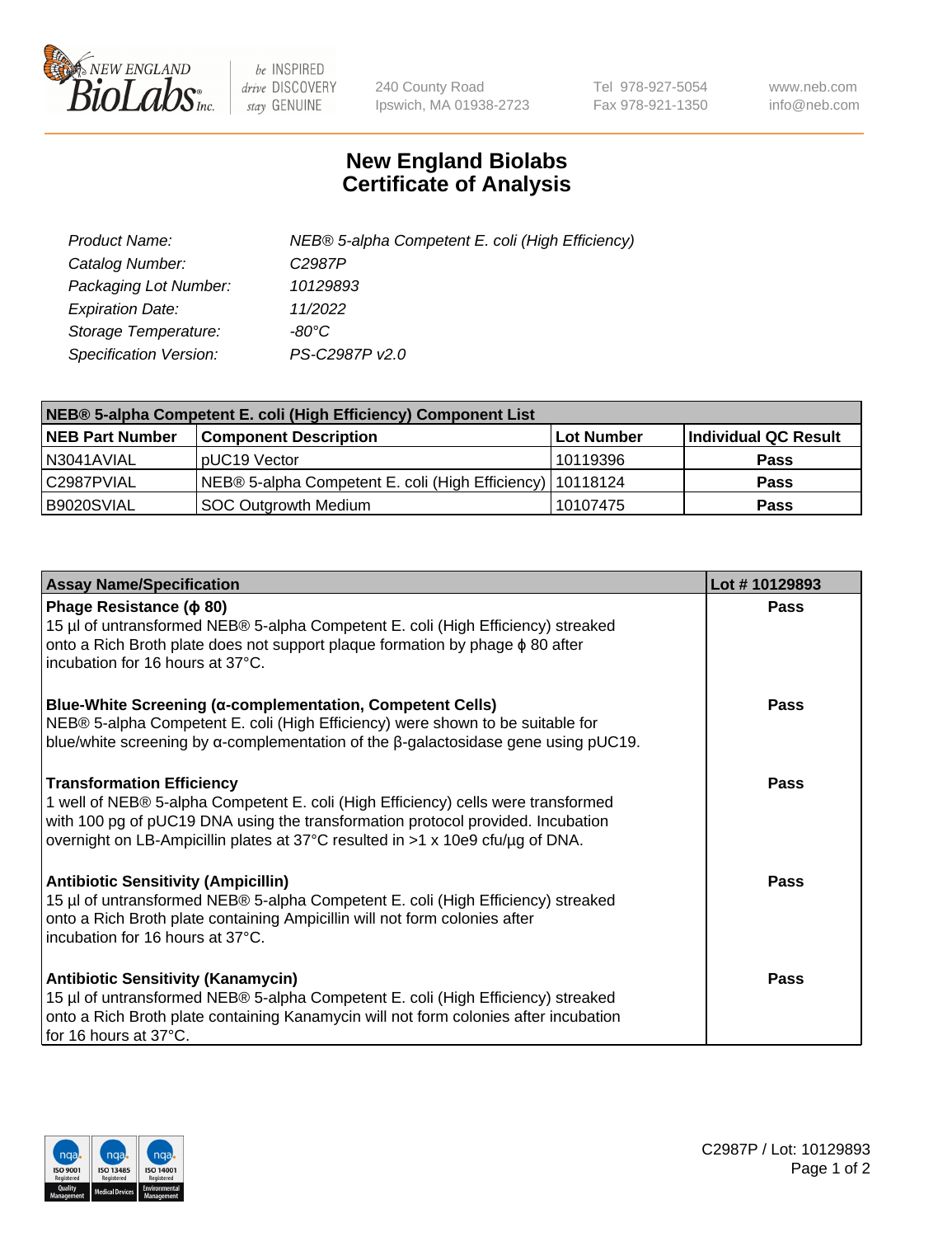# New England Biolabs Certificate of Analysis

| | |
|---|---|
| *Product Name:* | *NEB® 5-alpha Competent E. coli (High Efficiency)* |
| *Catalog Number:* | *C2987P* |
| *Packaging Lot Number:* | *10129893* |
| *Expiration Date:* | *11/2022* |
| *Storage Temperature:* | *-80°C* |
| *Specification Version:* | *PS-C2987P v2.0* |

| NEB® 5-alpha Competent E. coli (High Efficiency) Component List | | | |
|---|---|---|---|
| **NEB Part Number** | **Component Description** | **Lot Number** | **Individual QC Result** |
| N3041AVIAL | pUC19 Vector | 10119396 | **Pass** |
| C2987PVIAL | NEB® 5-alpha Competent E. coli (High Efficiency) | 10118124 | **Pass** |
| B9020SVIAL | SOC Outgrowth Medium | 10107475 | **Pass** |

| Assay Name/Specification | Lot # 10129893 |
|---|---|
| **Phage Resistance (ϕ 80)**<br>15 µl of untransformed NEB® 5-alpha Competent E. coli (High Efficiency) streaked onto a Rich Broth plate does not support plaque formation by phage ϕ 80 after incubation for 16 hours at 37°C. | **Pass** |
| **Blue-White Screening (α-complementation, Competent Cells)**<br>NEB® 5-alpha Competent E. coli (High Efficiency) were shown to be suitable for blue/white screening by α-complementation of the β-galactosidase gene using pUC19. | **Pass** |
| **Transformation Efficiency**<br>1 well of NEB® 5-alpha Competent E. coli (High Efficiency) cells were transformed with 100 pg of pUC19 DNA using the transformation protocol provided. Incubation overnight on LB-Ampicillin plates at 37°C resulted in >1 x 10e9 cfu/µg of DNA. | **Pass** |
| **Antibiotic Sensitivity (Ampicillin)**<br>15 µl of untransformed NEB® 5-alpha Competent E. coli (High Efficiency) streaked onto a Rich Broth plate containing Ampicillin will not form colonies after incubation for 16 hours at 37°C. | **Pass** |
| **Antibiotic Sensitivity (Kanamycin)**<br>15 µl of untransformed NEB® 5-alpha Competent E. coli (High Efficiency) streaked onto a Rich Broth plate containing Kanamycin will not form colonies after incubation for 16 hours at 37°C. | **Pass** |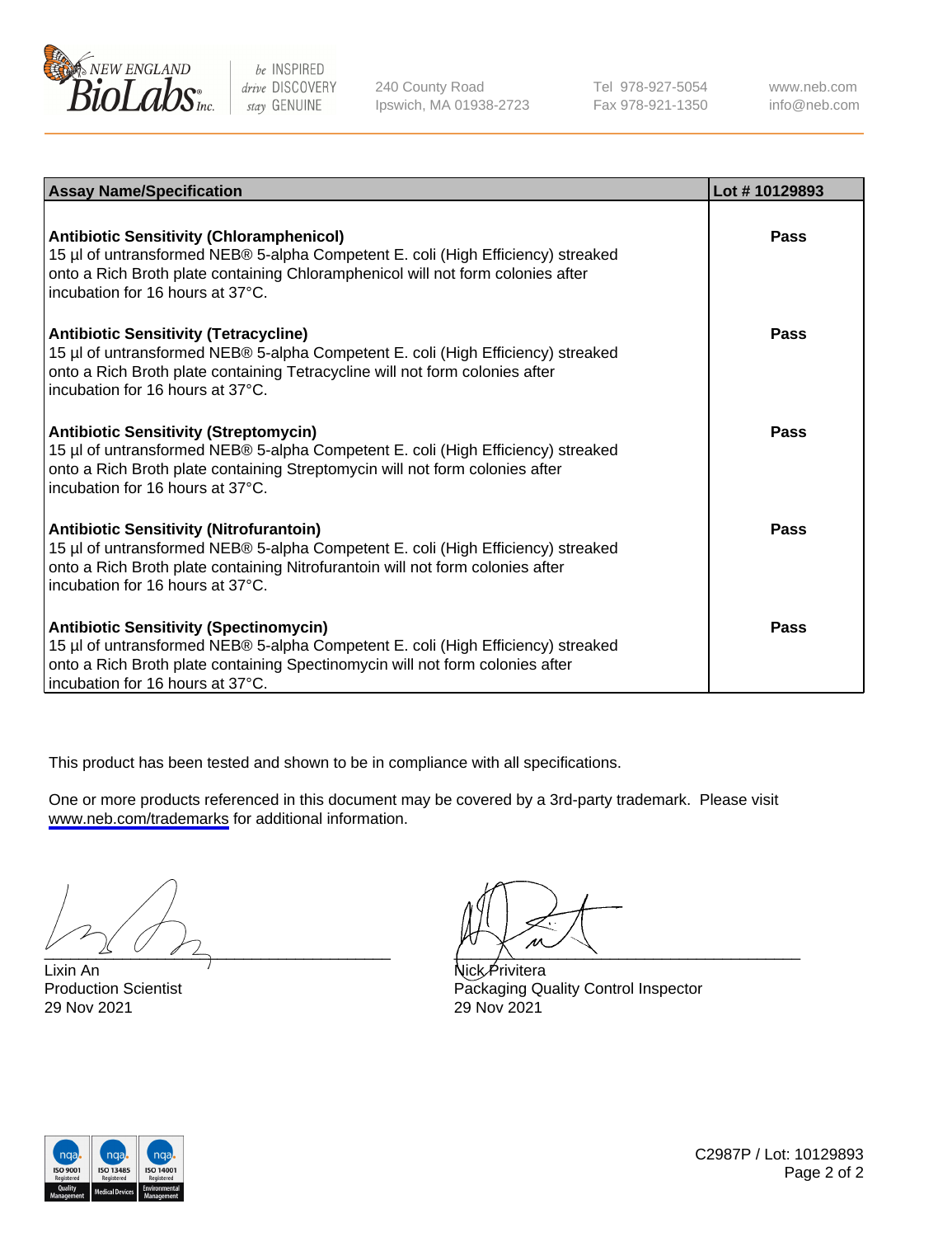| Assay Name/Specification | Lot # 10129893 |
|---|---|
| **Antibiotic Sensitivity (Chloramphenicol)**<br>15 µl of untransformed NEB® 5-alpha Competent E. coli (High Efficiency) streaked onto a Rich Broth plate containing Chloramphenicol will not form colonies after incubation for 16 hours at 37°C. | **Pass** |
| **Antibiotic Sensitivity (Tetracycline)**<br>15 µl of untransformed NEB® 5-alpha Competent E. coli (High Efficiency) streaked onto a Rich Broth plate containing Tetracycline will not form colonies after incubation for 16 hours at 37°C. | **Pass** |
| **Antibiotic Sensitivity (Streptomycin)**<br>15 µl of untransformed NEB® 5-alpha Competent E. coli (High Efficiency) streaked onto a Rich Broth plate containing Streptomycin will not form colonies after incubation for 16 hours at 37°C. | **Pass** |
| **Antibiotic Sensitivity (Nitrofurantoin)**<br>15 µl of untransformed NEB® 5-alpha Competent E. coli (High Efficiency) streaked onto a Rich Broth plate containing Nitrofurantoin will not form colonies after incubation for 16 hours at 37°C. | **Pass** |
| **Antibiotic Sensitivity (Spectinomycin)**<br>15 µl of untransformed NEB® 5-alpha Competent E. coli (High Efficiency) streaked onto a Rich Broth plate containing Spectinomycin will not form colonies after incubation for 16 hours at 37°C. | **Pass** |

This product has been tested and shown to be in compliance with all specifications.

One or more products referenced in this document may be covered by a 3rd-party trademark. Please visit www.neb.com/trademarks for additional information.

Lixin An
Production Scientist
29 Nov 2021

Nick Privitera
Packaging Quality Control Inspector
29 Nov 2021

C2987P / Lot: 10129893